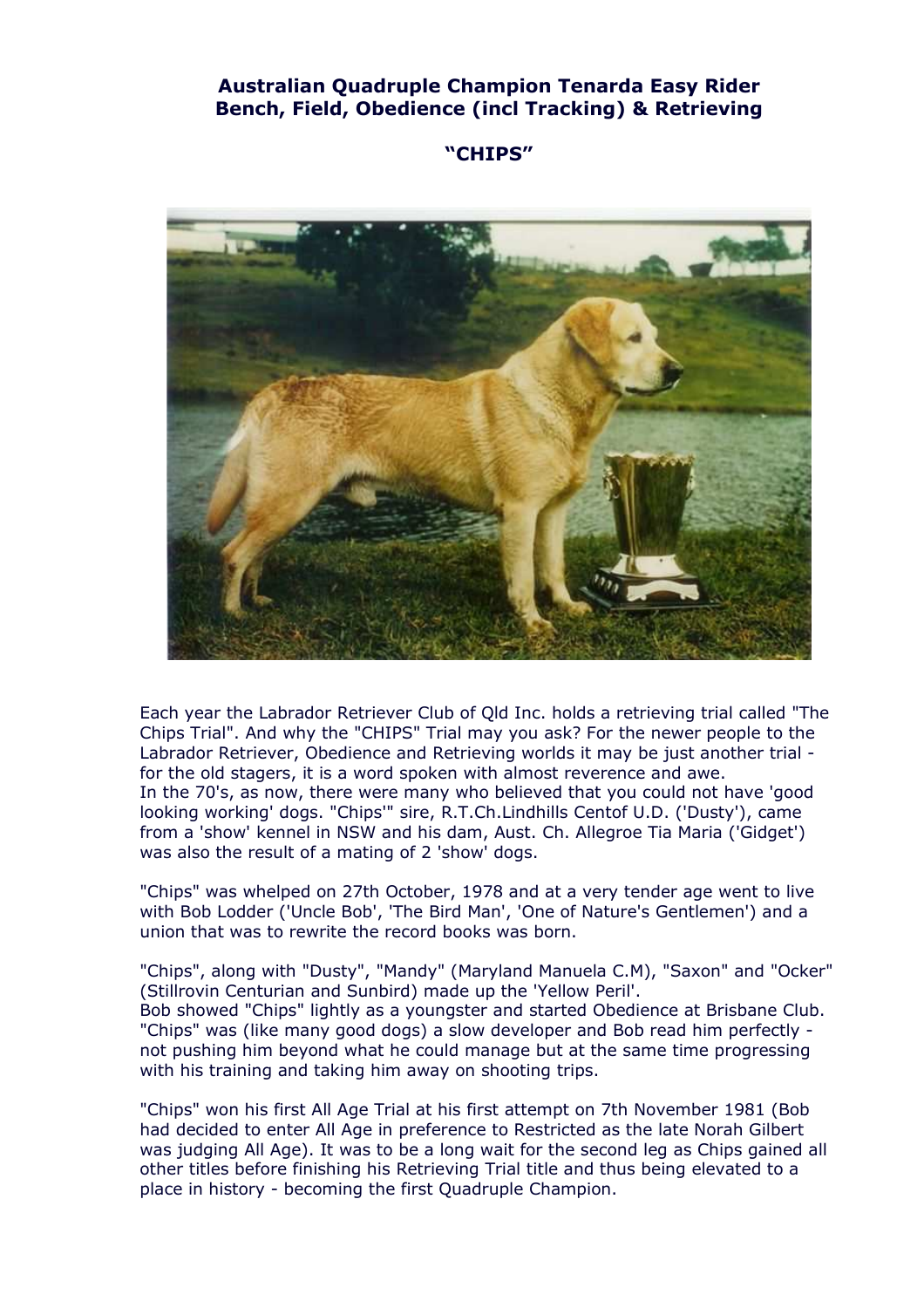# Australian Quadruple Champion Tenarda Easy Rider
# Bench, Field, Obedience (incl Tracking) & Retrieving

## "CHIPS"

Each year the Labrador Retriever Club of Qld Inc. holds a retrieving trial called "The Chips Trial". And why the "CHIPS" Trial may you ask? For the newer people to the Labrador Retriever, Obedience and Retrieving worlds it may be just another trial - for the old stagers, it is a word spoken with almost reverence and awe.
In the 70's, as now, there were many who believed that you could not have 'good looking working' dogs. "Chips'" sire, R.T.Ch.Lindhills Centof U.D. ('Dusty'), came from a 'show' kennel in NSW and his dam, Aust. Ch. Allegroe Tia Maria ('Gidget') was also the result of a mating of 2 'show' dogs.

"Chips" was whelped on 27th October, 1978 and at a very tender age went to live with Bob Lodder ('Uncle Bob', 'The Bird Man', 'One of Nature's Gentlemen') and a union that was to rewrite the record books was born.

"Chips", along with "Dusty", "Mandy" (Maryland Manuela C.M), "Saxon" and "Ocker" (Stillrovin Centurian and Sunbird) made up the 'Yellow Peril'.
Bob showed "Chips" lightly as a youngster and started Obedience at Brisbane Club. "Chips" was (like many good dogs) a slow developer and Bob read him perfectly - not pushing him beyond what he could manage but at the same time progressing with his training and taking him away on shooting trips.

"Chips" won his first All Age Trial at his first attempt on 7th November 1981 (Bob had decided to enter All Age in preference to Restricted as the late Norah Gilbert was judging All Age). It was to be a long wait for the second leg as Chips gained all other titles before finishing his Retrieving Trial title and thus being elevated to a place in history - becoming the first Quadruple Champion.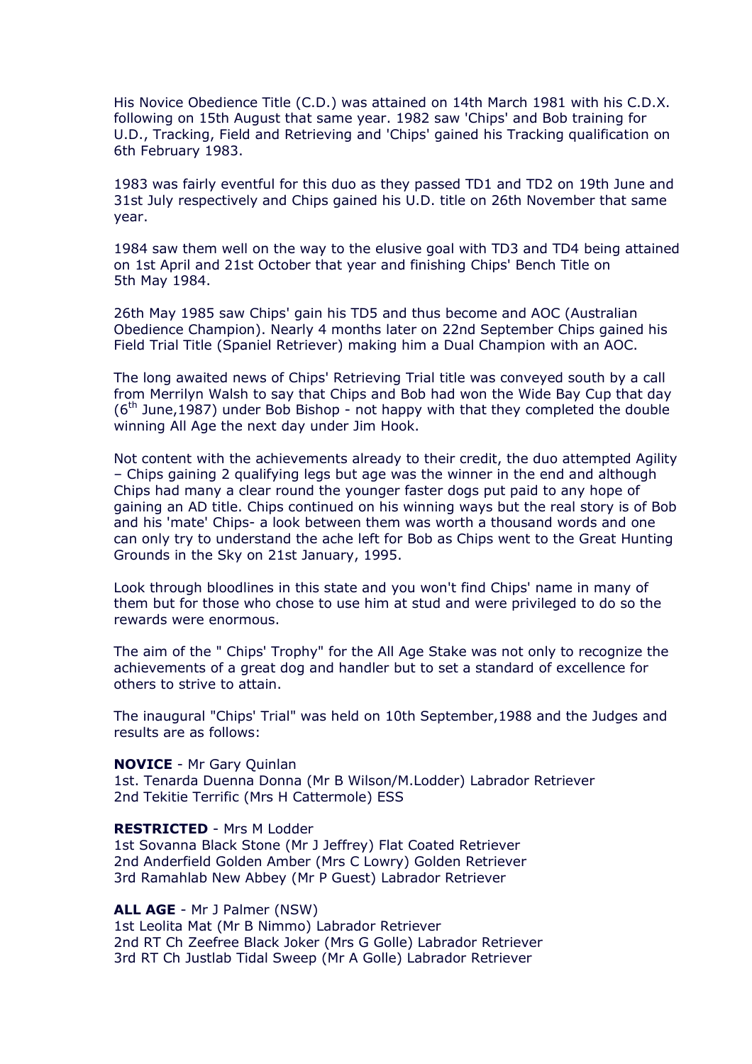His Novice Obedience Title (C.D.) was attained on 14th March 1981 with his C.D.X. following on 15th August that same year. 1982 saw 'Chips' and Bob training for U.D., Tracking, Field and Retrieving and 'Chips' gained his Tracking qualification on 6th February 1983.

1983 was fairly eventful for this duo as they passed TD1 and TD2 on 19th June and 31st July respectively and Chips gained his U.D. title on 26th November that same year.

1984 saw them well on the way to the elusive goal with TD3 and TD4 being attained on 1st April and 21st October that year and finishing Chips' Bench Title on 5th May 1984.

26th May 1985 saw Chips' gain his TD5 and thus become and AOC (Australian Obedience Champion). Nearly 4 months later on 22nd September Chips gained his Field Trial Title (Spaniel Retriever) making him a Dual Champion with an AOC.

The long awaited news of Chips' Retrieving Trial title was conveyed south by a call from Merrilyn Walsh to say that Chips and Bob had won the Wide Bay Cup that day (6th June,1987) under Bob Bishop - not happy with that they completed the double winning All Age the next day under Jim Hook.

Not content with the achievements already to their credit, the duo attempted Agility – Chips gaining 2 qualifying legs but age was the winner in the end and although Chips had many a clear round the younger faster dogs put paid to any hope of gaining an AD title. Chips continued on his winning ways but the real story is of Bob and his 'mate' Chips- a look between them was worth a thousand words and one can only try to understand the ache left for Bob as Chips went to the Great Hunting Grounds in the Sky on 21st January, 1995.

Look through bloodlines in this state and you won't find Chips' name in many of them but for those who chose to use him at stud and were privileged to do so the rewards were enormous.

The aim of the " Chips' Trophy" for the All Age Stake was not only to recognize the achievements of a great dog and handler but to set a standard of excellence for others to strive to attain.

The inaugural "Chips' Trial" was held on 10th September,1988 and the Judges and results are as follows:

**NOVICE** - Mr Gary Quinlan
1st. Tenarda Duenna Donna (Mr B Wilson/M.Lodder) Labrador Retriever
2nd Tekitie Terrific (Mrs H Cattermole) ESS

**RESTRICTED** - Mrs M Lodder
1st Sovanna Black Stone (Mr J Jeffrey) Flat Coated Retriever
2nd Anderfield Golden Amber (Mrs C Lowry) Golden Retriever
3rd Ramahlab New Abbey (Mr P Guest) Labrador Retriever

**ALL AGE** - Mr J Palmer (NSW)
1st Leolita Mat (Mr B Nimmo) Labrador Retriever
2nd RT Ch Zeefree Black Joker (Mrs G Golle) Labrador Retriever
3rd RT Ch Justlab Tidal Sweep (Mr A Golle) Labrador Retriever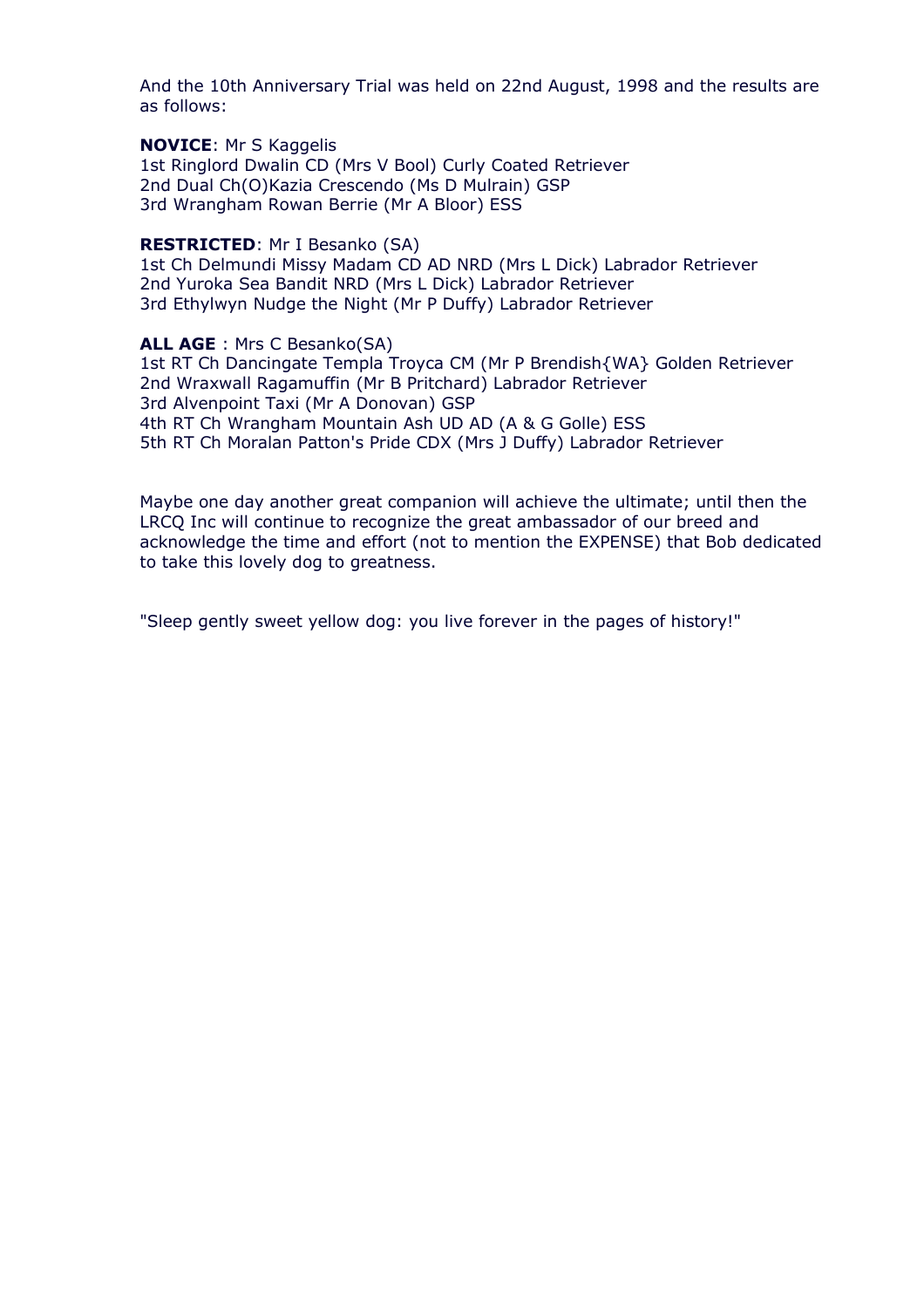And the 10th Anniversary Trial was held on 22nd August, 1998 and the results are as follows:

**NOVICE**: Mr S Kaggelis
1st Ringlord Dwalin CD (Mrs V Bool) Curly Coated Retriever
2nd Dual Ch(O)Kazia Crescendo (Ms D Mulrain) GSP
3rd Wrangham Rowan Berrie (Mr A Bloor) ESS

**RESTRICTED**: Mr I Besanko (SA)
1st Ch Delmundi Missy Madam CD AD NRD (Mrs L Dick) Labrador Retriever
2nd Yuroka Sea Bandit NRD (Mrs L Dick) Labrador Retriever
3rd Ethylwyn Nudge the Night (Mr P Duffy) Labrador Retriever

**ALL AGE** : Mrs C Besanko(SA)
1st RT Ch Dancingate Templa Troyca CM (Mr P Brendish{WA} Golden Retriever
2nd Wraxwall Ragamuffin (Mr B Pritchard) Labrador Retriever
3rd Alvenpoint Taxi (Mr A Donovan) GSP
4th RT Ch Wrangham Mountain Ash UD AD (A & G Golle) ESS
5th RT Ch Moralan Patton's Pride CDX (Mrs J Duffy) Labrador Retriever

Maybe one day another great companion will achieve the ultimate; until then the LRCQ Inc will continue to recognize the great ambassador of our breed and acknowledge the time and effort (not to mention the EXPENSE) that Bob dedicated to take this lovely dog to greatness.

"Sleep gently sweet yellow dog: you live forever in the pages of history!"